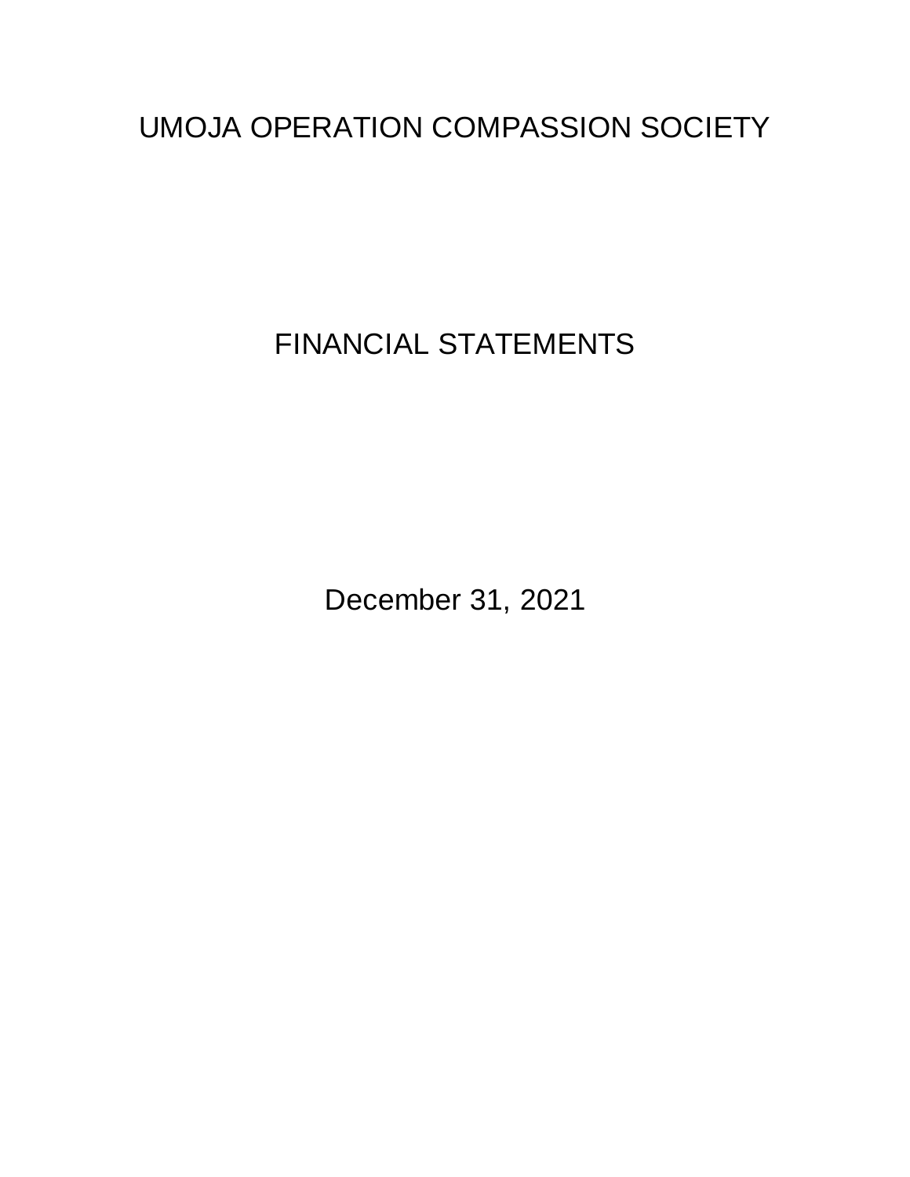# UMOJA OPERATION COMPASSION SOCIETY

## FINANCIAL STATEMENTS

December 31, 2021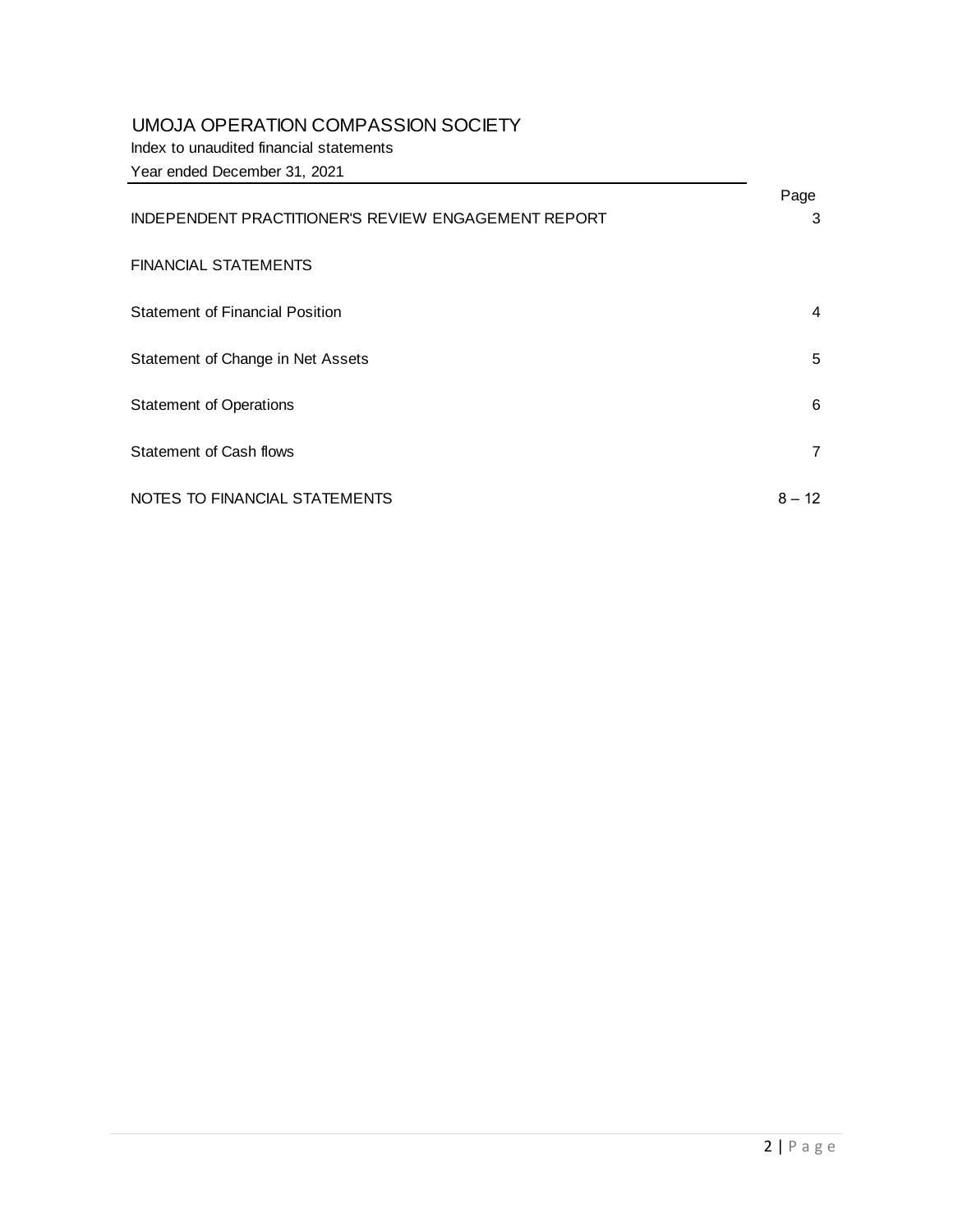# UMOJA OPERATION COMPASSION SOCIETY

Index to unaudited financial statements

Year ended December 31, 2021

| | Page |
|---|---|
| INDEPENDENT PRACTITIONER'S REVIEW ENGAGEMENT REPORT | 3 |
| FINANCIAL STATEMENTS | |
| Statement of Financial Position | 4 |
| Statement of Change in Net Assets | 5 |
| Statement of Operations | 6 |
| Statement of Cash flows | 7 |
| NOTES TO FINANCIAL STATEMENTS | 8 – 12 |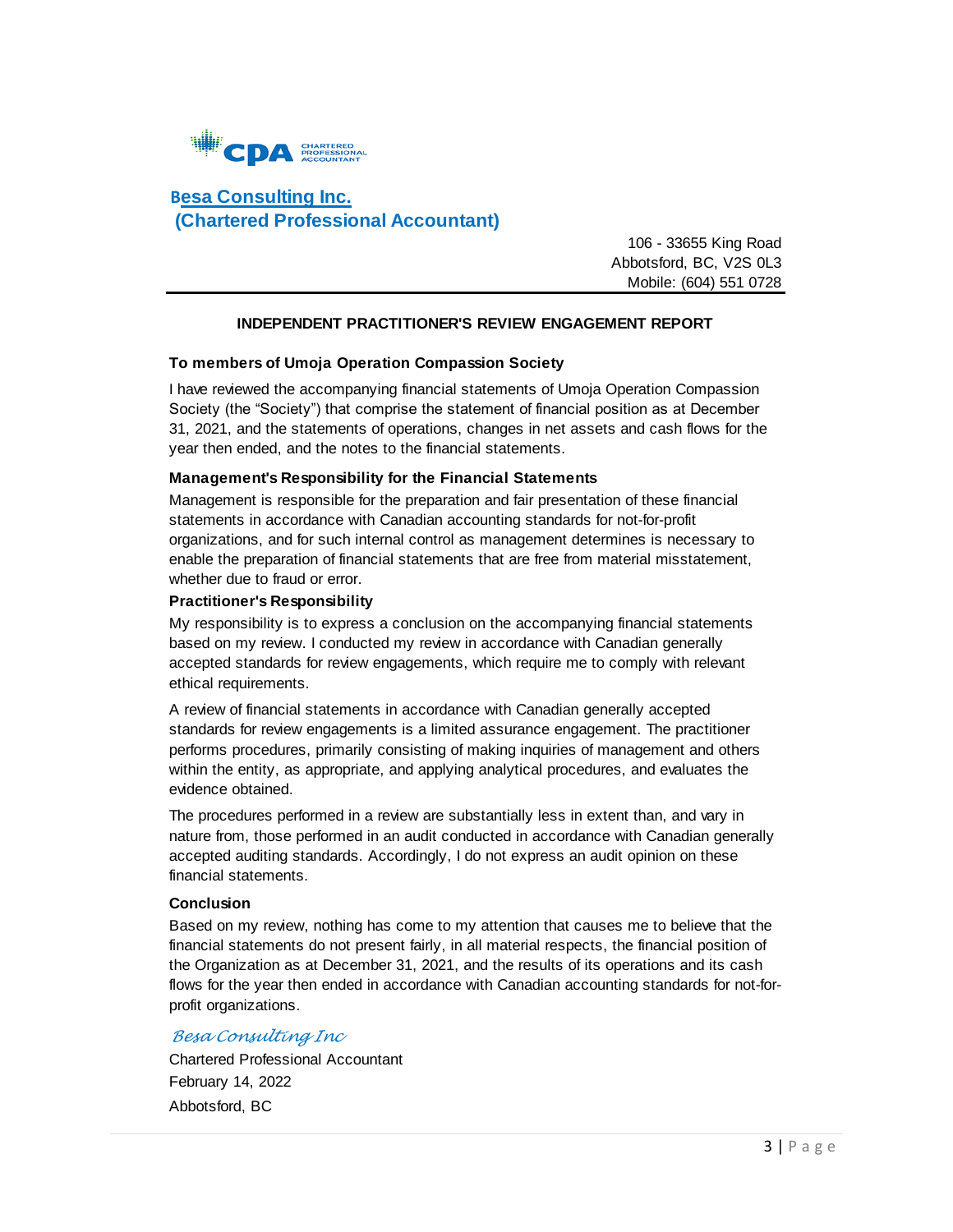**Besa Consulting Inc.**
**(Chartered Professional Accountant)**

106 - 33655 King Road
Abbotsford, BC, V2S 0L3
Mobile: (604) 551 0728

---

## INDEPENDENT PRACTITIONER'S REVIEW ENGAGEMENT REPORT

**To members of Umoja Operation Compassion Society**

I have reviewed the accompanying financial statements of Umoja Operation Compassion Society (the "Society") that comprise the statement of financial position as at December 31, 2021, and the statements of operations, changes in net assets and cash flows for the year then ended, and the notes to the financial statements.

**Management's Responsibility for the Financial Statements**

Management is responsible for the preparation and fair presentation of these financial statements in accordance with Canadian accounting standards for not-for-profit organizations, and for such internal control as management determines is necessary to enable the preparation of financial statements that are free from material misstatement, whether due to fraud or error.

**Practitioner's Responsibility**

My responsibility is to express a conclusion on the accompanying financial statements based on my review. I conducted my review in accordance with Canadian generally accepted standards for review engagements, which require me to comply with relevant ethical requirements.

A review of financial statements in accordance with Canadian generally accepted standards for review engagements is a limited assurance engagement. The practitioner performs procedures, primarily consisting of making inquiries of management and others within the entity, as appropriate, and applying analytical procedures, and evaluates the evidence obtained.

The procedures performed in a review are substantially less in extent than, and vary in nature from, those performed in an audit conducted in accordance with Canadian generally accepted auditing standards. Accordingly, I do not express an audit opinion on these financial statements.

**Conclusion**

Based on my review, nothing has come to my attention that causes me to believe that the financial statements do not present fairly, in all material respects, the financial position of the Organization as at December 31, 2021, and the results of its operations and its cash flows for the year then ended in accordance with Canadian accounting standards for not-for-profit organizations.

*Besa Consulting Inc*
Chartered Professional Accountant
February 14, 2022
Abbotsford, BC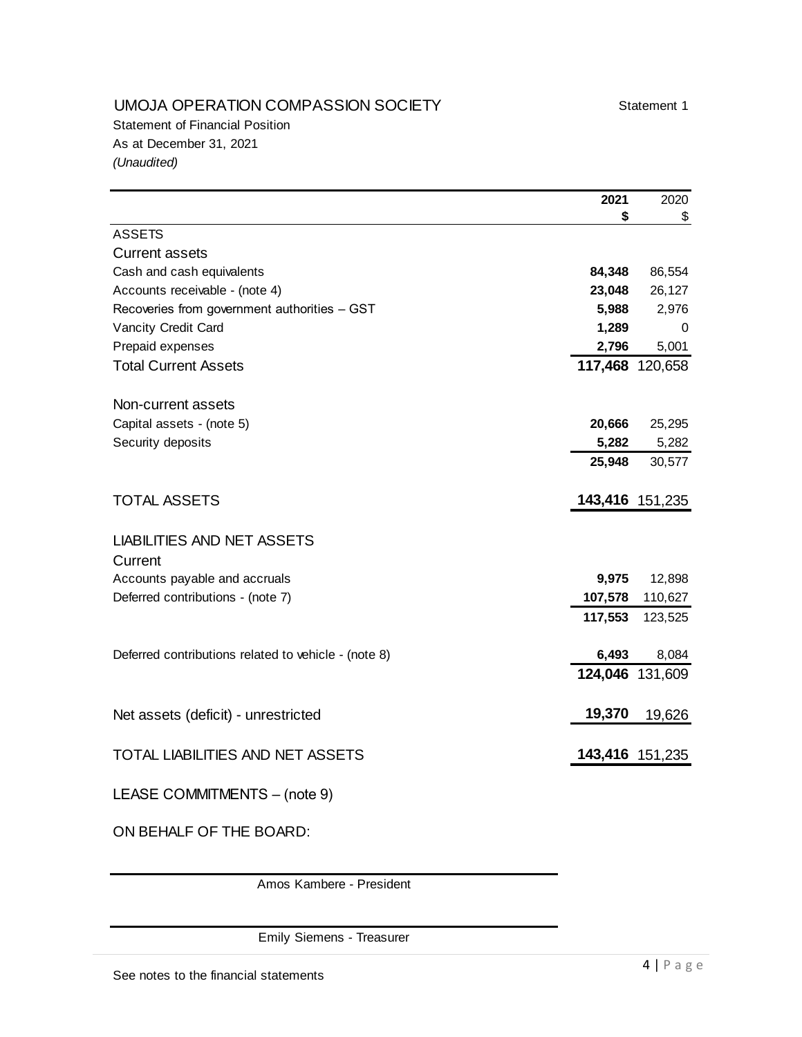# UMOJA OPERATION COMPASSION SOCIETY

Statement 1

Statement of Financial Position
As at December 31, 2021
*(Unaudited)*

| | 2021 $ | 2020 $ |
|---|---|---|
| ASSETS | | |
| Current assets | | |
| Cash and cash equivalents | **84,348** | 86,554 |
| Accounts receivable - (note 4) | **23,048** | 26,127 |
| Recoveries from government authorities – GST | **5,988** | 2,976 |
| Vancity Credit Card | **1,289** | 0 |
| Prepaid expenses | **2,796** | 5,001 |
| Total Current Assets | **117,468** | 120,658 |
| | | |
| Non-current assets | | |
| Capital assets - (note 5) | **20,666** | 25,295 |
| Security deposits | **5,282** | 5,282 |
| | **25,948** | 30,577 |
| | | |
| TOTAL ASSETS | **143,416** | 151,235 |
| | | |
| LIABILITIES AND NET ASSETS | | |
| Current | | |
| Accounts payable and accruals | **9,975** | 12,898 |
| Deferred contributions - (note 7) | **107,578** | 110,627 |
| | **117,553** | 123,525 |
| | | |
| Deferred contributions related to vehicle - (note 8) | **6,493** | 8,084 |
| | **124,046** | 131,609 |
| | | |
| Net assets (deficit) - unrestricted | **19,370** | 19,626 |
| | | |
| TOTAL LIABILITIES AND NET ASSETS | **143,416** | 151,235 |

LEASE COMMITMENTS – (note 9)

ON BEHALF OF THE BOARD:

Amos Kambere - President

Emily Siemens - Treasurer

See notes to the financial statements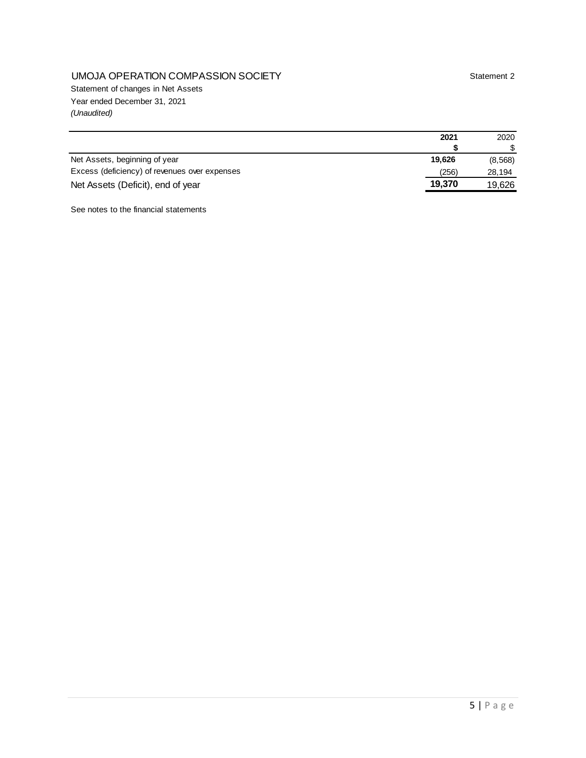UMOJA OPERATION COMPASSION SOCIETY

Statement 2

Statement of changes in Net Assets

Year ended December 31, 2021

*(Unaudited)*

| | **2021** | 2020 |
|---|---|---|
| | **$** | $ |
| Net Assets, beginning of year | **19,626** | (8,568) |
| Excess (deficiency) of revenues over expenses | (256) | 28,194 |
| Net Assets (Deficit), end of year | **19,370** | 19,626 |

See notes to the financial statements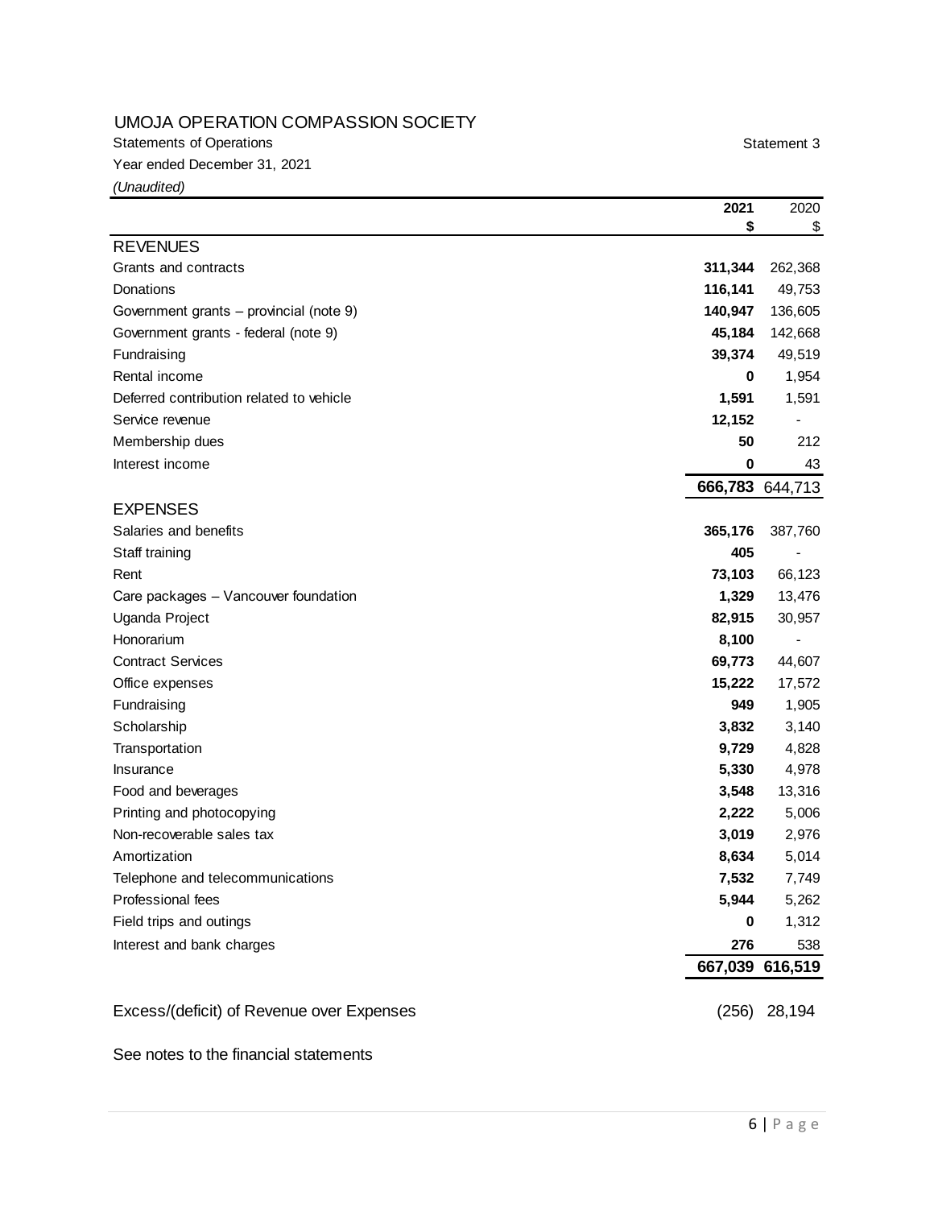UMOJA OPERATION COMPASSION SOCIETY

Statements of Operations — Statement 3

Year ended December 31, 2021

*(Unaudited)*

| | 2021 | 2020 |
|---|---|---|
| | $ | $ |
| **REVENUES** | | |
| Grants and contracts | **311,344** | 262,368 |
| Donations | **116,141** | 49,753 |
| Government grants – provincial (note 9) | **140,947** | 136,605 |
| Government grants - federal (note 9) | **45,184** | 142,668 |
| Fundraising | **39,374** | 49,519 |
| Rental income | **0** | 1,954 |
| Deferred contribution related to vehicle | **1,591** | 1,591 |
| Service revenue | **12,152** | - |
| Membership dues | **50** | 212 |
| Interest income | **0** | 43 |
| | **666,783** | 644,713 |
| **EXPENSES** | | |
| Salaries and benefits | **365,176** | 387,760 |
| Staff training | **405** | - |
| Rent | **73,103** | 66,123 |
| Care packages – Vancouver foundation | **1,329** | 13,476 |
| Uganda Project | **82,915** | 30,957 |
| Honorarium | **8,100** | - |
| Contract Services | **69,773** | 44,607 |
| Office expenses | **15,222** | 17,572 |
| Fundraising | **949** | 1,905 |
| Scholarship | **3,832** | 3,140 |
| Transportation | **9,729** | 4,828 |
| Insurance | **5,330** | 4,978 |
| Food and beverages | **3,548** | 13,316 |
| Printing and photocopying | **2,222** | 5,006 |
| Non-recoverable sales tax | **3,019** | 2,976 |
| Amortization | **8,634** | 5,014 |
| Telephone and telecommunications | **7,532** | 7,749 |
| Professional fees | **5,944** | 5,262 |
| Field trips and outings | **0** | 1,312 |
| Interest and bank charges | **276** | 538 |
| | **667,039** | 616,519 |
| Excess/(deficit) of Revenue over Expenses | (256) | 28,194 |

See notes to the financial statements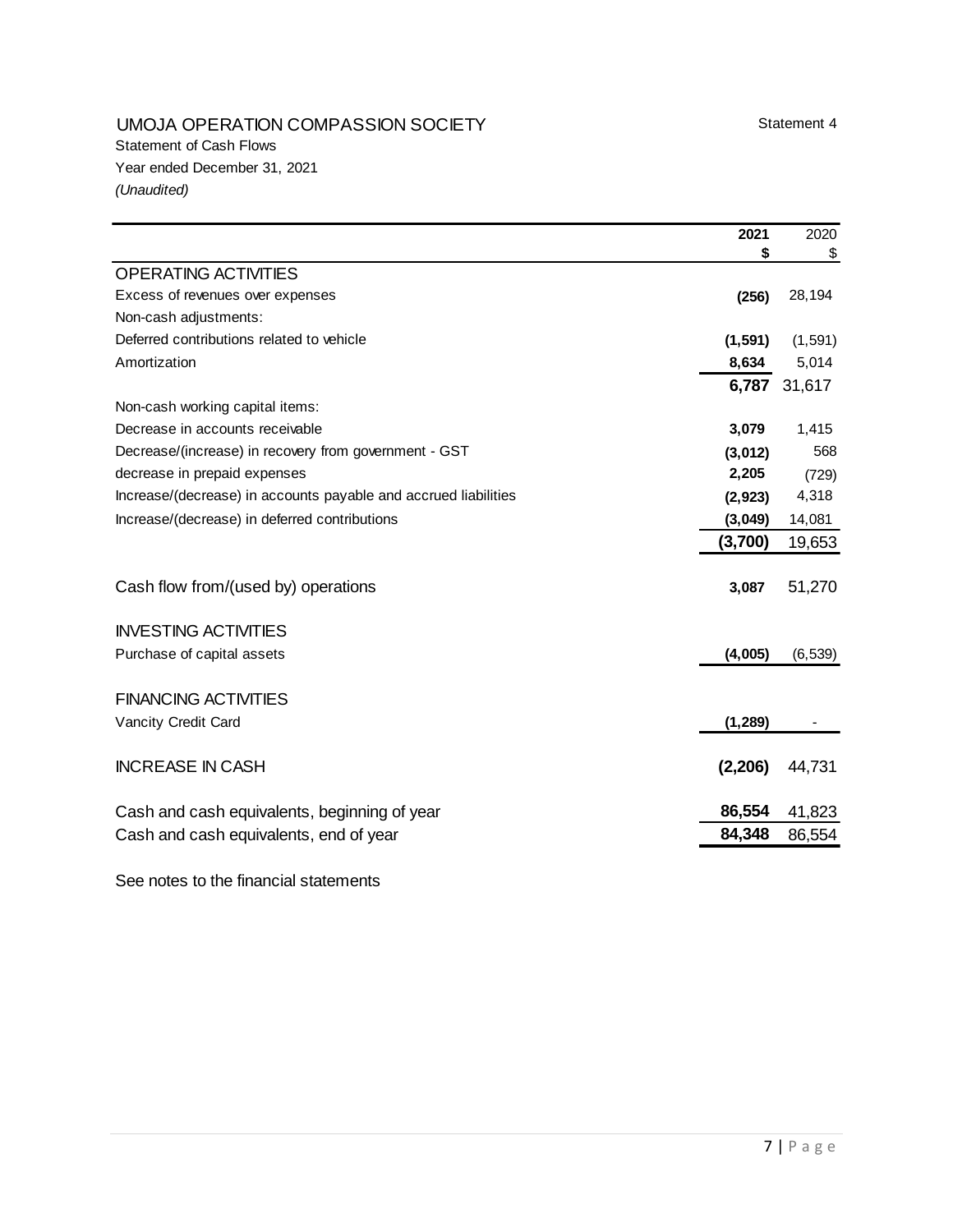# UMOJA OPERATION COMPASSION SOCIETY

Statement 4

Statement of Cash Flows

Year ended December 31, 2021

*(Unaudited)*

| | **2021** | 2020 |
|---|---|---|
| | **$** | $ |
| OPERATING ACTIVITIES | | |
| Excess of revenues over expenses | **(256)** | 28,194 |
| Non-cash adjustments: | | |
| Deferred contributions related to vehicle | **(1,591)** | (1,591) |
| Amortization | **8,634** | 5,014 |
| | **6,787** | 31,617 |
| Non-cash working capital items: | | |
| Decrease in accounts receivable | **3,079** | 1,415 |
| Decrease/(increase) in recovery from government - GST | **(3,012)** | 568 |
| decrease in prepaid expenses | **2,205** | (729) |
| Increase/(decrease) in accounts payable and accrued liabilities | **(2,923)** | 4,318 |
| Increase/(decrease) in deferred contributions | **(3,049)** | 14,081 |
| | **(3,700)** | 19,653 |
| Cash flow from/(used by) operations | **3,087** | 51,270 |
| INVESTING ACTIVITIES | | |
| Purchase of capital assets | **(4,005)** | (6,539) |
| FINANCING ACTIVITIES | | |
| Vancity Credit Card | **(1,289)** | - |
| INCREASE IN CASH | **(2,206)** | 44,731 |
| Cash and cash equivalents, beginning of year | **86,554** | 41,823 |
| Cash and cash equivalents, end of year | **84,348** | 86,554 |

See notes to the financial statements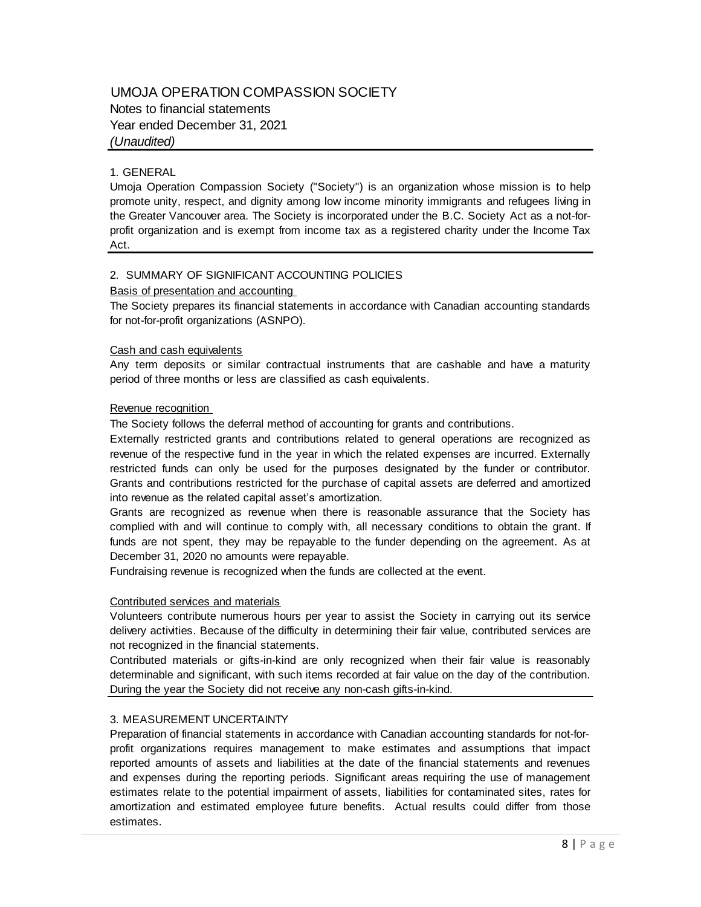# UMOJA OPERATION COMPASSION SOCIETY

Notes to financial statements
Year ended December 31, 2021
*(Unaudited)*

## 1. GENERAL

Umoja Operation Compassion Society ("Society") is an organization whose mission is to help promote unity, respect, and dignity among low income minority immigrants and refugees living in the Greater Vancouver area. The Society is incorporated under the B.C. Society Act as a not-for-profit organization and is exempt from income tax as a registered charity under the Income Tax Act.

## 2. SUMMARY OF SIGNIFICANT ACCOUNTING POLICIES

### Basis of presentation and accounting

The Society prepares its financial statements in accordance with Canadian accounting standards for not-for-profit organizations (ASNPO).

### Cash and cash equivalents

Any term deposits or similar contractual instruments that are cashable and have a maturity period of three months or less are classified as cash equivalents.

### Revenue recognition

The Society follows the deferral method of accounting for grants and contributions.

Externally restricted grants and contributions related to general operations are recognized as revenue of the respective fund in the year in which the related expenses are incurred. Externally restricted funds can only be used for the purposes designated by the funder or contributor. Grants and contributions restricted for the purchase of capital assets are deferred and amortized into revenue as the related capital asset's amortization.

Grants are recognized as revenue when there is reasonable assurance that the Society has complied with and will continue to comply with, all necessary conditions to obtain the grant. If funds are not spent, they may be repayable to the funder depending on the agreement. As at December 31, 2020 no amounts were repayable.

Fundraising revenue is recognized when the funds are collected at the event.

### Contributed services and materials

Volunteers contribute numerous hours per year to assist the Society in carrying out its service delivery activities. Because of the difficulty in determining their fair value, contributed services are not recognized in the financial statements.

Contributed materials or gifts-in-kind are only recognized when their fair value is reasonably determinable and significant, with such items recorded at fair value on the day of the contribution. During the year the Society did not receive any non-cash gifts-in-kind.

## 3. MEASUREMENT UNCERTAINTY

Preparation of financial statements in accordance with Canadian accounting standards for not-for-profit organizations requires management to make estimates and assumptions that impact reported amounts of assets and liabilities at the date of the financial statements and revenues and expenses during the reporting periods. Significant areas requiring the use of management estimates relate to the potential impairment of assets, liabilities for contaminated sites, rates for amortization and estimated employee future benefits. Actual results could differ from those estimates.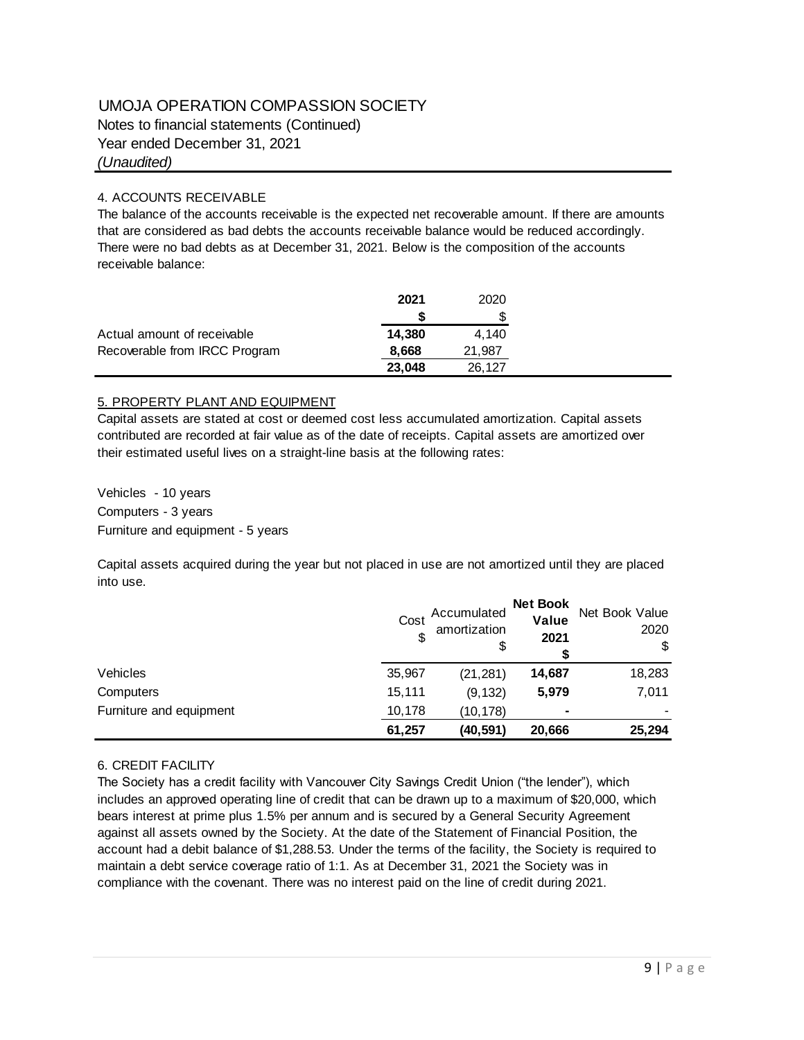# UMOJA OPERATION COMPASSION SOCIETY

Notes to financial statements (Continued)
Year ended December 31, 2021
*(Unaudited)*

## 4. ACCOUNTS RECEIVABLE

The balance of the accounts receivable is the expected net recoverable amount. If there are amounts that are considered as bad debts the accounts receivable balance would be reduced accordingly. There were no bad debts as at December 31, 2021. Below is the composition of the accounts receivable balance:

| | **2021** | 2020 |
|---|---|---|
| | **$** | $ |
| Actual amount of receivable | **14,380** | 4,140 |
| Recoverable from IRCC Program | **8,668** | 21,987 |
| | **23,048** | 26,127 |

## 5. PROPERTY PLANT AND EQUIPMENT

Capital assets are stated at cost or deemed cost less accumulated amortization. Capital assets contributed are recorded at fair value as of the date of receipts. Capital assets are amortized over their estimated useful lives on a straight-line basis at the following rates:

Vehicles - 10 years
Computers - 3 years
Furniture and equipment - 5 years

Capital assets acquired during the year but not placed in use are not amortized until they are placed into use.

| | Cost $ | Accumulated amortization $ | **Net Book Value 2021 $** | Net Book Value 2020 $ |
|---|---|---|---|---|
| Vehicles | 35,967 | (21,281) | **14,687** | 18,283 |
| Computers | 15,111 | (9,132) | **5,979** | 7,011 |
| Furniture and equipment | 10,178 | (10,178) | **-** | - |
| | **61,257** | **(40,591)** | **20,666** | **25,294** |

## 6. CREDIT FACILITY

The Society has a credit facility with Vancouver City Savings Credit Union ("the lender"), which includes an approved operating line of credit that can be drawn up to a maximum of $20,000, which bears interest at prime plus 1.5% per annum and is secured by a General Security Agreement against all assets owned by the Society. At the date of the Statement of Financial Position, the account had a debit balance of $1,288.53. Under the terms of the facility, the Society is required to maintain a debt service coverage ratio of 1:1. As at December 31, 2021 the Society was in compliance with the covenant. There was no interest paid on the line of credit during 2021.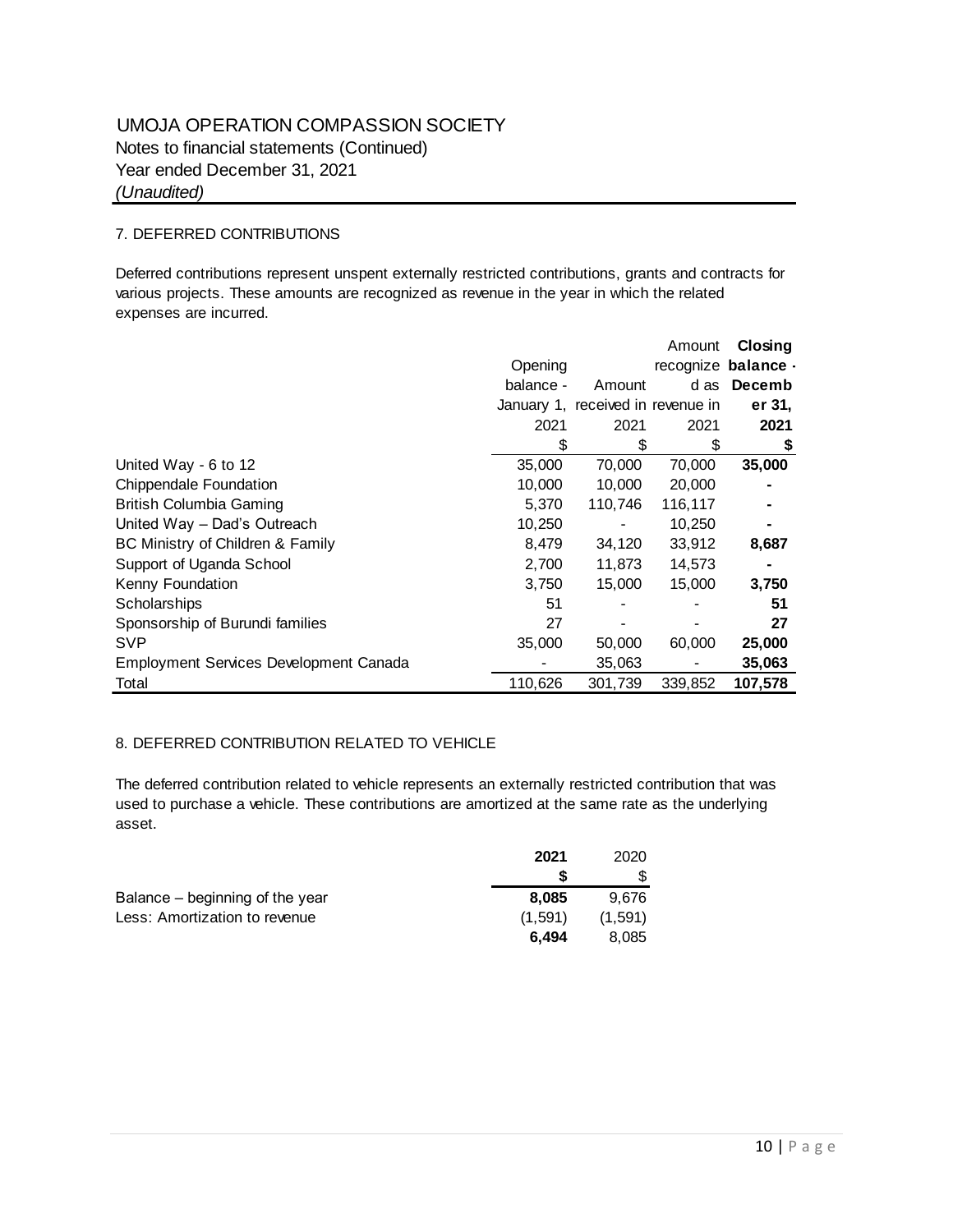UMOJA OPERATION COMPASSION SOCIETY
Notes to financial statements (Continued)
Year ended December 31, 2021
*(Unaudited)*

## 7. DEFERRED CONTRIBUTIONS

Deferred contributions represent unspent externally restricted contributions, grants and contracts for various projects. These amounts are recognized as revenue in the year in which the related expenses are incurred.

| | Opening balance - January 1, 2021 | Amount received in 2021 | Amount recognized as revenue in 2021 | **Closing balance - December 31, 2021** |
|---|---|---|---|---|
| | $ | $ | $ | **$** |
| United Way - 6 to 12 | 35,000 | 70,000 | 70,000 | **35,000** |
| Chippendale Foundation | 10,000 | 10,000 | 20,000 | **-** |
| British Columbia Gaming | 5,370 | 110,746 | 116,117 | **-** |
| United Way – Dad's Outreach | 10,250 | - | 10,250 | **-** |
| BC Ministry of Children & Family | 8,479 | 34,120 | 33,912 | **8,687** |
| Support of Uganda School | 2,700 | 11,873 | 14,573 | **-** |
| Kenny Foundation | 3,750 | 15,000 | 15,000 | **3,750** |
| Scholarships | 51 | - | - | **51** |
| Sponsorship of Burundi families | 27 | - | - | **27** |
| SVP | 35,000 | 50,000 | 60,000 | **25,000** |
| Employment Services Development Canada | - | 35,063 | - | **35,063** |
| Total | 110,626 | 301,739 | 339,852 | **107,578** |

## 8. DEFERRED CONTRIBUTION RELATED TO VEHICLE

The deferred contribution related to vehicle represents an externally restricted contribution that was used to purchase a vehicle. These contributions are amortized at the same rate as the underlying asset.

| | **2021** | 2020 |
|---|---|---|
| | **$** | $ |
| Balance – beginning of the year | **8,085** | 9,676 |
| Less: Amortization to revenue | (1,591) | (1,591) |
| | **6,494** | 8,085 |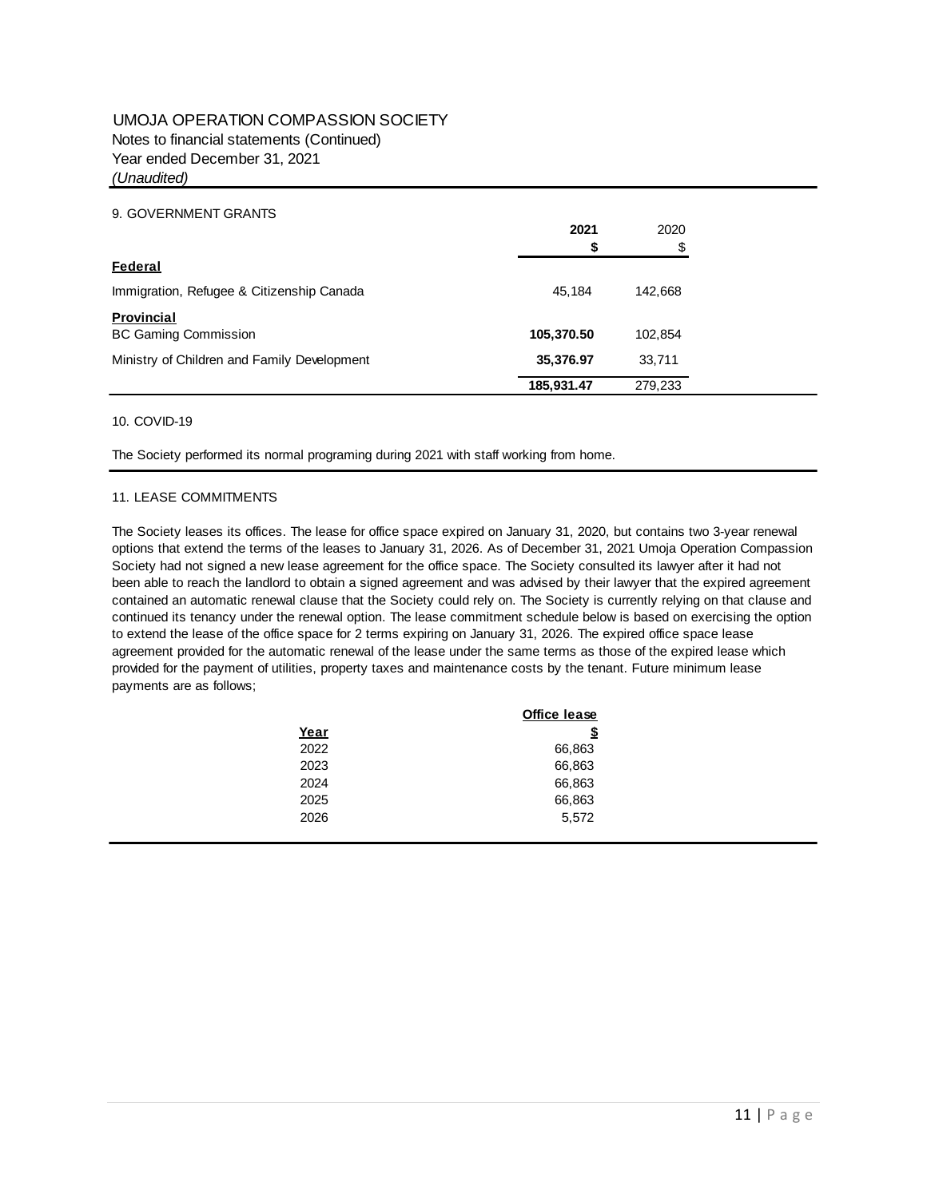UMOJA OPERATION COMPASSION SOCIETY
Notes to financial statements (Continued)
Year ended December 31, 2021
*(Unaudited)*

9. GOVERNMENT GRANTS

| | **2021** | 2020 |
|---|---|---|
| | **$** | $ |
| **Federal** | | |
| Immigration, Refugee & Citizenship Canada | 45,184 | 142,668 |
| **Provincial** | | |
| BC Gaming Commission | **105,370.50** | 102,854 |
| Ministry of Children and Family Development | **35,376.97** | 33,711 |
| | **185,931.47** | 279,233 |

10. COVID-19

The Society performed its normal programing during 2021 with staff working from home.

11. LEASE COMMITMENTS

The Society leases its offices. The lease for office space expired on January 31, 2020, but contains two 3-year renewal options that extend the terms of the leases to January 31, 2026. As of December 31, 2021 Umoja Operation Compassion Society had not signed a new lease agreement for the office space. The Society consulted its lawyer after it had not been able to reach the landlord to obtain a signed agreement and was advised by their lawyer that the expired agreement contained an automatic renewal clause that the Society could rely on. The Society is currently relying on that clause and continued its tenancy under the renewal option. The lease commitment schedule below is based on exercising the option to extend the lease of the office space for 2 terms expiring on January 31, 2026. The expired office space lease agreement provided for the automatic renewal of the lease under the same terms as those of the expired lease which provided for the payment of utilities, property taxes and maintenance costs by the tenant. Future minimum lease payments are as follows;

| Year | Office lease $ |
|---|---|
| 2022 | 66,863 |
| 2023 | 66,863 |
| 2024 | 66,863 |
| 2025 | 66,863 |
| 2026 | 5,572 |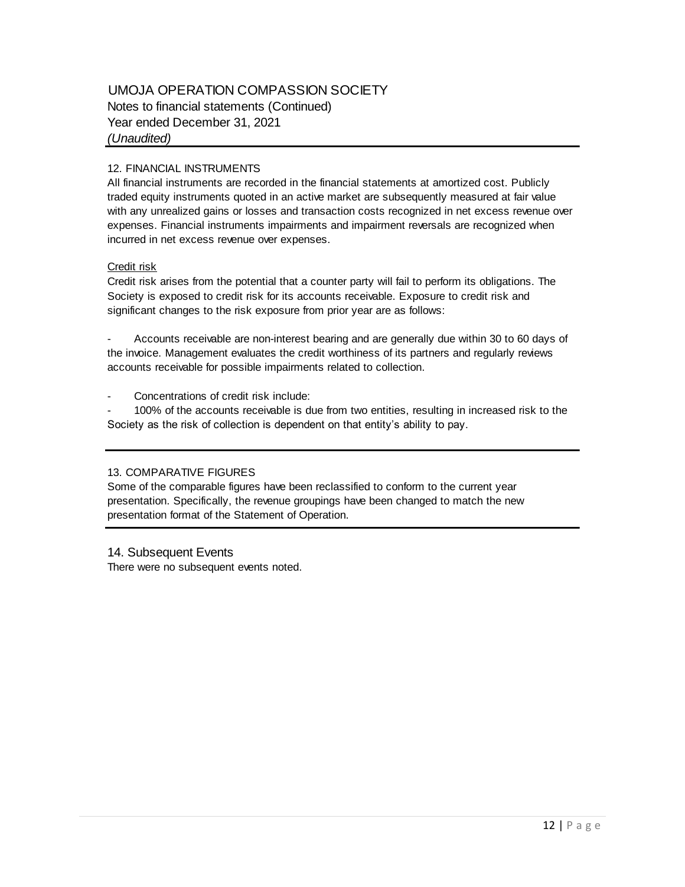# UMOJA OPERATION COMPASSION SOCIETY

Notes to financial statements (Continued)
Year ended December 31, 2021
*(Unaudited)*

## 12. FINANCIAL INSTRUMENTS

All financial instruments are recorded in the financial statements at amortized cost. Publicly traded equity instruments quoted in an active market are subsequently measured at fair value with any unrealized gains or losses and transaction costs recognized in net excess revenue over expenses. Financial instruments impairments and impairment reversals are recognized when incurred in net excess revenue over expenses.

### Credit risk

Credit risk arises from the potential that a counter party will fail to perform its obligations. The Society is exposed to credit risk for its accounts receivable. Exposure to credit risk and significant changes to the risk exposure from prior year are as follows:

- Accounts receivable are non-interest bearing and are generally due within 30 to 60 days of the invoice. Management evaluates the credit worthiness of its partners and regularly reviews accounts receivable for possible impairments related to collection.

- Concentrations of credit risk include:
- 100% of the accounts receivable is due from two entities, resulting in increased risk to the Society as the risk of collection is dependent on that entity's ability to pay.

## 13. COMPARATIVE FIGURES

Some of the comparable figures have been reclassified to conform to the current year presentation. Specifically, the revenue groupings have been changed to match the new presentation format of the Statement of Operation.

## 14. Subsequent Events

There were no subsequent events noted.